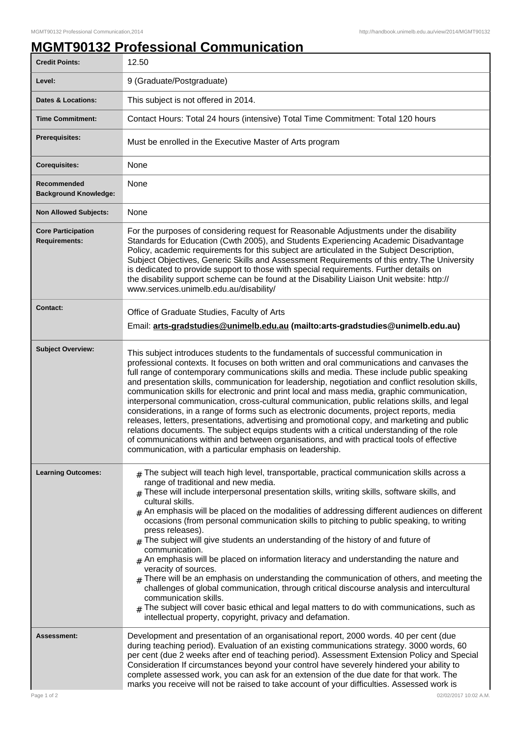# MGMT90132 Professional Communication

| | |
|---|---|
| **Credit Points:** | 12.50 |
| **Level:** | 9 (Graduate/Postgraduate) |
| **Dates & Locations:** | This subject is not offered in 2014. |
| **Time Commitment:** | Contact Hours: Total 24 hours (intensive) Total Time Commitment: Total 120 hours |
| **Prerequisites:** | Must be enrolled in the Executive Master of Arts program |
| **Corequisites:** | None |
| **Recommended Background Knowledge:** | None |
| **Non Allowed Subjects:** | None |
| **Core Participation Requirements:** | For the purposes of considering request for Reasonable Adjustments under the disability Standards for Education (Cwth 2005), and Students Experiencing Academic Disadvantage Policy, academic requirements for this subject are articulated in the Subject Description, Subject Objectives, Generic Skills and Assessment Requirements of this entry.The University is dedicated to provide support to those with special requirements. Further details on the disability support scheme can be found at the Disability Liaison Unit website: http://www.services.unimelb.edu.au/disability/ |
| **Contact:** | Office of Graduate Studies, Faculty of Arts<br>Email: **arts-gradstudies@unimelb.edu.au (mailto:arts-gradstudies@unimelb.edu.au)** |
| **Subject Overview:** | This subject introduces students to the fundamentals of successful communication in professional contexts. It focuses on both written and oral communications and canvases the full range of contemporary communications skills and media. These include public speaking and presentation skills, communication for leadership, negotiation and conflict resolution skills, communication skills for electronic and print local and mass media, graphic communication, interpersonal communication, cross-cultural communication, public relations skills, and legal considerations, in a range of forms such as electronic documents, project reports, media releases, letters, presentations, advertising and promotional copy, and marketing and public relations documents. The subject equips students with a critical understanding of the role of communications within and between organisations, and with practical tools of effective communication, with a particular emphasis on leadership. |
| **Learning Outcomes:** | # The subject will teach high level, transportable, practical communication skills across a range of traditional and new media.<br># These will include interpersonal presentation skills, writing skills, software skills, and cultural skills.<br># An emphasis will be placed on the modalities of addressing different audiences on different occasions (from personal communication skills to pitching to public speaking, to writing press releases).<br># The subject will give students an understanding of the history of and future of communication.<br># An emphasis will be placed on information literacy and understanding the nature and veracity of sources.<br># There will be an emphasis on understanding the communication of others, and meeting the challenges of global communication, through critical discourse analysis and intercultural communication skills.<br># The subject will cover basic ethical and legal matters to do with communications, such as intellectual property, copyright, privacy and defamation. |
| **Assessment:** | Development and presentation of an organisational report, 2000 words. 40 per cent (due during teaching period). Evaluation of an existing communications strategy. 3000 words, 60 per cent (due 2 weeks after end of teaching period). Assessment Extension Policy and Special Consideration If circumstances beyond your control have severely hindered your ability to complete assessed work, you can ask for an extension of the due date for that work. The marks you receive will not be raised to take account of your difficulties. Assessed work is |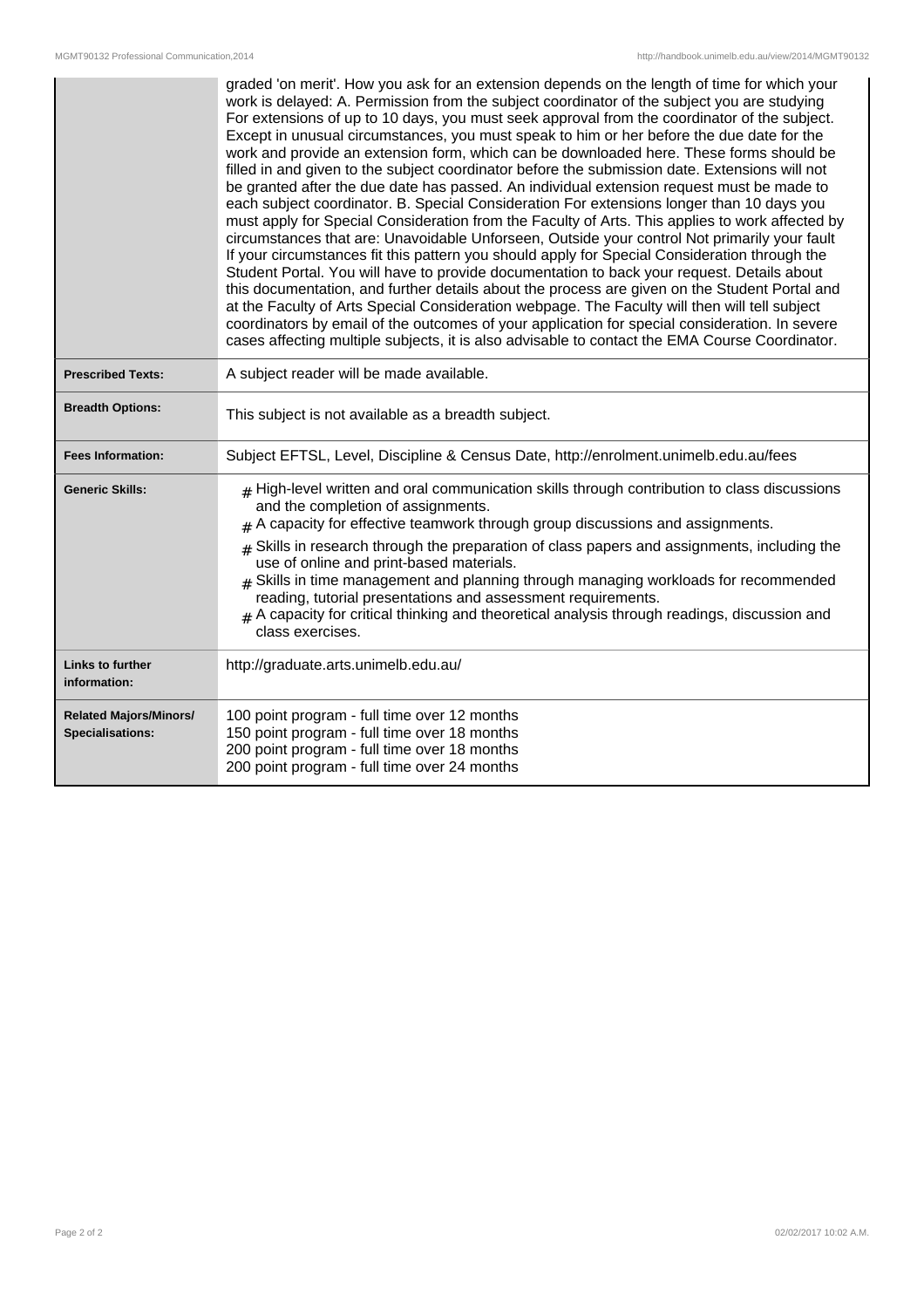| | |
|---|---|
| | graded 'on merit'. How you ask for an extension depends on the length of time for which your work is delayed: A. Permission from the subject coordinator of the subject you are studying For extensions of up to 10 days, you must seek approval from the coordinator of the subject. Except in unusual circumstances, you must speak to him or her before the due date for the work and provide an extension form, which can be downloaded here. These forms should be filled in and given to the subject coordinator before the submission date. Extensions will not be granted after the due date has passed. An individual extension request must be made to each subject coordinator. B. Special Consideration For extensions longer than 10 days you must apply for Special Consideration from the Faculty of Arts. This applies to work affected by circumstances that are: Unavoidable Unforseen, Outside your control Not primarily your fault If your circumstances fit this pattern you should apply for Special Consideration through the Student Portal. You will have to provide documentation to back your request. Details about this documentation, and further details about the process are given on the Student Portal and at the Faculty of Arts Special Consideration webpage. The Faculty will then will tell subject coordinators by email of the outcomes of your application for special consideration. In severe cases affecting multiple subjects, it is also advisable to contact the EMA Course Coordinator. |
| **Prescribed Texts:** | A subject reader will be made available. |
| **Breadth Options:** | This subject is not available as a breadth subject. |
| **Fees Information:** | Subject EFTSL, Level, Discipline & Census Date, http://enrolment.unimelb.edu.au/fees |
| **Generic Skills:** | # High-level written and oral communication skills through contribution to class discussions and the completion of assignments.<br># A capacity for effective teamwork through group discussions and assignments.<br># Skills in research through the preparation of class papers and assignments, including the use of online and print-based materials.<br># Skills in time management and planning through managing workloads for recommended reading, tutorial presentations and assessment requirements.<br># A capacity for critical thinking and theoretical analysis through readings, discussion and class exercises. |
| **Links to further information:** | http://graduate.arts.unimelb.edu.au/ |
| **Related Majors/Minors/ Specialisations:** | 100 point program - full time over 12 months<br>150 point program - full time over 18 months<br>200 point program - full time over 18 months<br>200 point program - full time over 24 months |